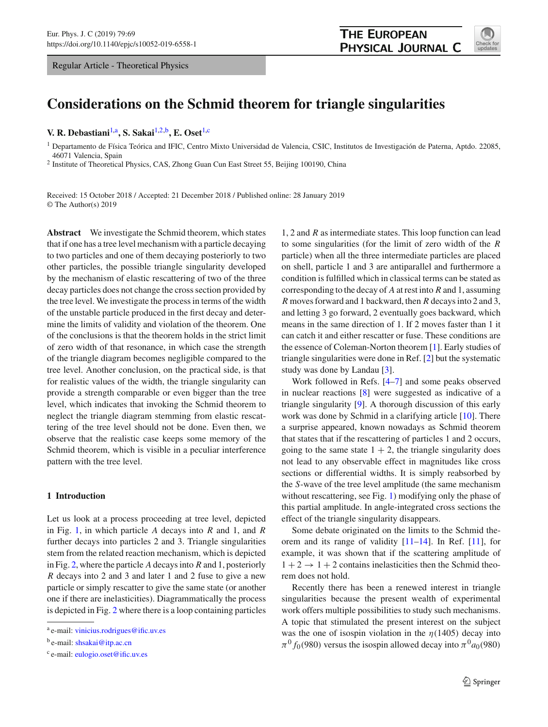Regular Article - Theoretical Physics

# Considerations on the Schmid theorem for triangle singularities

**V. R. Debastiani**[1,a], **S. Sakai**[1,2,b], **E. Oset**[1,c]

[1] Departamento de Física Teórica and IFIC, Centro Mixto Universidad de Valencia, CSIC, Institutos de Investigación de Paterna, Aptdo. 22085, 46071 Valencia, Spain

[2] Institute of Theoretical Physics, CAS, Zhong Guan Cun East Street 55, Beijing 100190, China

Received: 15 October 2018 / Accepted: 21 December 2018 / Published online: 28 January 2019
© The Author(s) 2019

**Abstract** We investigate the Schmid theorem, which states that if one has a tree level mechanism with a particle decaying to two particles and one of them decaying posteriorly to two other particles, the possible triangle singularity developed by the mechanism of elastic rescattering of two of the three decay particles does not change the cross section provided by the tree level. We investigate the process in terms of the width of the unstable particle produced in the first decay and determine the limits of validity and violation of the theorem. One of the conclusions is that the theorem holds in the strict limit of zero width of that resonance, in which case the strength of the triangle diagram becomes negligible compared to the tree level. Another conclusion, on the practical side, is that for realistic values of the width, the triangle singularity can provide a strength comparable or even bigger than the tree level, which indicates that invoking the Schmid theorem to neglect the triangle diagram stemming from elastic rescattering of the tree level should not be done. Even then, we observe that the realistic case keeps some memory of the Schmid theorem, which is visible in a peculiar interference pattern with the tree level.

## 1 Introduction

Let us look at a process proceeding at tree level, depicted in Fig. 1, in which particle $A$ decays into $R$ and 1, and $R$ further decays into particles 2 and 3. Triangle singularities stem from the related reaction mechanism, which is depicted in Fig. 2, where the particle $A$ decays into $R$ and 1, posteriorly $R$ decays into 2 and 3 and later 1 and 2 fuse to give a new particle or simply rescatter to give the same state (or another one if there are inelasticities). Diagrammatically the process is depicted in Fig. 2 where there is a loop containing particles 1, 2 and $R$ as intermediate states. This loop function can lead to some singularities (for the limit of zero width of the $R$ particle) when all the three intermediate particles are placed on shell, particle 1 and 3 are antiparallel and furthermore a condition is fulfilled which in classical terms can be stated as corresponding to the decay of $A$ at rest into $R$ and 1, assuming $R$ moves forward and 1 backward, then $R$ decays into 2 and 3, and letting 3 go forward, 2 eventually goes backward, which means in the same direction of 1. If 2 moves faster than 1 it can catch it and either rescatter or fuse. These conditions are the essence of Coleman-Norton theorem [1]. Early studies of triangle singularities were done in Ref. [2] but the systematic study was done by Landau [3].

Work followed in Refs. [4–7] and some peaks observed in nuclear reactions [8] were suggested as indicative of a triangle singularity [9]. A thorough discussion of this early work was done by Schmid in a clarifying article [10]. There a surprise appeared, known nowadays as Schmid theorem that states that if the rescattering of particles 1 and 2 occurs, going to the same state $1+2$, the triangle singularity does not lead to any observable effect in magnitudes like cross sections or differential widths. It is simply reabsorbed by the $S$-wave of the tree level amplitude (the same mechanism without rescattering, see Fig. 1) modifying only the phase of this partial amplitude. In angle-integrated cross sections the effect of the triangle singularity disappears.

Some debate originated on the limits to the Schmid theorem and its range of validity [11–14]. In Ref. [11], for example, it was shown that if the scattering amplitude of $1+2 \rightarrow 1+2$ contains inelasticities then the Schmid theorem does not hold.

Recently there has been a renewed interest in triangle singularities because the present wealth of experimental work offers multiple possibilities to study such mechanisms. A topic that stimulated the present interest on the subject was the one of isospin violation in the $\eta(1405)$ decay into $\pi^0 f_0(980)$ versus the isospin allowed decay into $\pi^0 a_0(980)$

[a] e-mail: vinicius.rodrigues@ific.uv.es

[b] e-mail: shsakai@itp.ac.cn

[c] e-mail: eulogio.oset@ific.uv.es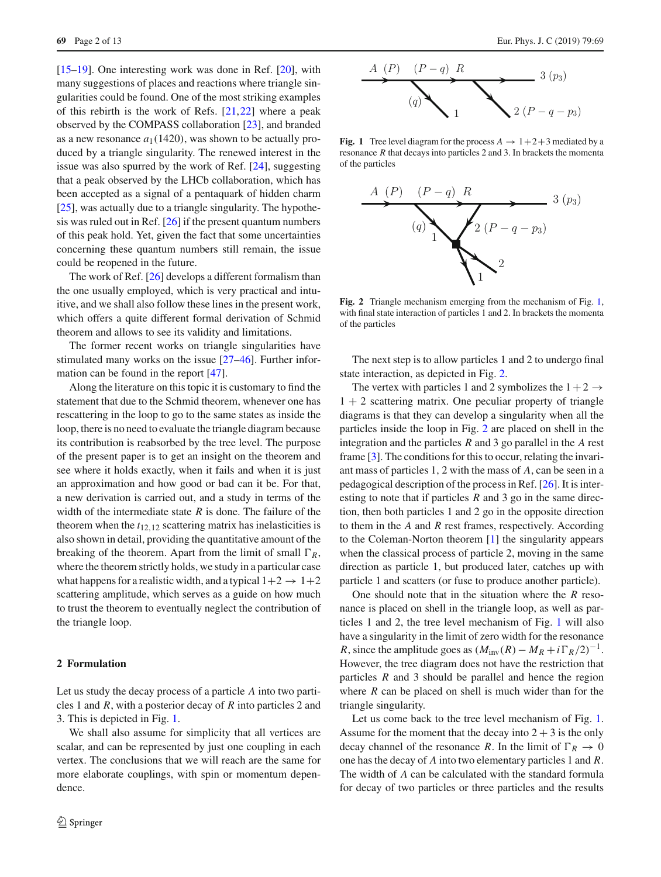[15–19]. One interesting work was done in Ref. [20], with many suggestions of places and reactions where triangle singularities could be found. One of the most striking examples of this rebirth is the work of Refs. [21,22] where a peak observed by the COMPASS collaboration [23], and branded as a new resonance $a_1(1420)$, was shown to be actually produced by a triangle singularity. The renewed interest in the issue was also spurred by the work of Ref. [24], suggesting that a peak observed by the LHCb collaboration, which has been accepted as a signal of a pentaquark of hidden charm [25], was actually due to a triangle singularity. The hypothesis was ruled out in Ref. [26] if the present quantum numbers of this peak hold. Yet, given the fact that some uncertainties concerning these quantum numbers still remain, the issue could be reopened in the future.

The work of Ref. [26] develops a different formalism than the one usually employed, which is very practical and intuitive, and we shall also follow these lines in the present work, which offers a quite different formal derivation of Schmid theorem and allows to see its validity and limitations.

The former recent works on triangle singularities have stimulated many works on the issue [27–46]. Further information can be found in the report [47].

Along the literature on this topic it is customary to find the statement that due to the Schmid theorem, whenever one has rescattering in the loop to go to the same states as inside the loop, there is no need to evaluate the triangle diagram because its contribution is reabsorbed by the tree level. The purpose of the present paper is to get an insight on the theorem and see where it holds exactly, when it fails and when it is just an approximation and how good or bad can it be. For that, a new derivation is carried out, and a study in terms of the width of the intermediate state $R$ is done. The failure of the theorem when the $t_{12,12}$ scattering matrix has inelasticities is also shown in detail, providing the quantitative amount of the breaking of the theorem. Apart from the limit of small $\Gamma_R$, where the theorem strictly holds, we study in a particular case what happens for a realistic width, and a typical $1+2 \to 1+2$ scattering amplitude, which serves as a guide on how much to trust the theorem to eventually neglect the contribution of the triangle loop.

## 2 Formulation

Let us study the decay process of a particle $A$ into two particles 1 and $R$, with a posterior decay of $R$ into particles 2 and 3. This is depicted in Fig. 1.

We shall also assume for simplicity that all vertices are scalar, and can be represented by just one coupling in each vertex. The conclusions that we will reach are the same for more elaborate couplings, with spin or momentum dependence.

**Fig. 1** Tree level diagram for the process $A \to 1+2+3$ mediated by a resonance $R$ that decays into particles 2 and 3. In brackets the momenta of the particles

**Fig. 2** Triangle mechanism emerging from the mechanism of Fig. 1, with final state interaction of particles 1 and 2. In brackets the momenta of the particles

The next step is to allow particles 1 and 2 to undergo final state interaction, as depicted in Fig. 2.

The vertex with particles 1 and 2 symbolizes the $1+2 \to 1+2$ scattering matrix. One peculiar property of triangle diagrams is that they can develop a singularity when all the particles inside the loop in Fig. 2 are placed on shell in the integration and the particles $R$ and 3 go parallel in the $A$ rest frame [3]. The conditions for this to occur, relating the invariant mass of particles 1, 2 with the mass of $A$, can be seen in a pedagogical description of the process in Ref. [26]. It is interesting to note that if particles $R$ and 3 go in the same direction, then both particles 1 and 2 go in the opposite direction to them in the $A$ and $R$ rest frames, respectively. According to the Coleman-Norton theorem [1] the singularity appears when the classical process of particle 2, moving in the same direction as particle 1, but produced later, catches up with particle 1 and scatters (or fuse to produce another particle).

One should note that in the situation where the $R$ resonance is placed on shell in the triangle loop, as well as particles 1 and 2, the tree level mechanism of Fig. 1 will also have a singularity in the limit of zero width for the resonance $R$, since the amplitude goes as $(M_{\text{inv}}(R) - M_R + i\Gamma_R/2)^{-1}$. However, the tree diagram does not have the restriction that particles $R$ and 3 should be parallel and hence the region where $R$ can be placed on shell is much wider than for the triangle singularity.

Let us come back to the tree level mechanism of Fig. 1. Assume for the moment that the decay into $2+3$ is the only decay channel of the resonance $R$. In the limit of $\Gamma_R \to 0$ one has the decay of $A$ into two elementary particles 1 and $R$. The width of $A$ can be calculated with the standard formula for decay of two particles or three particles and the results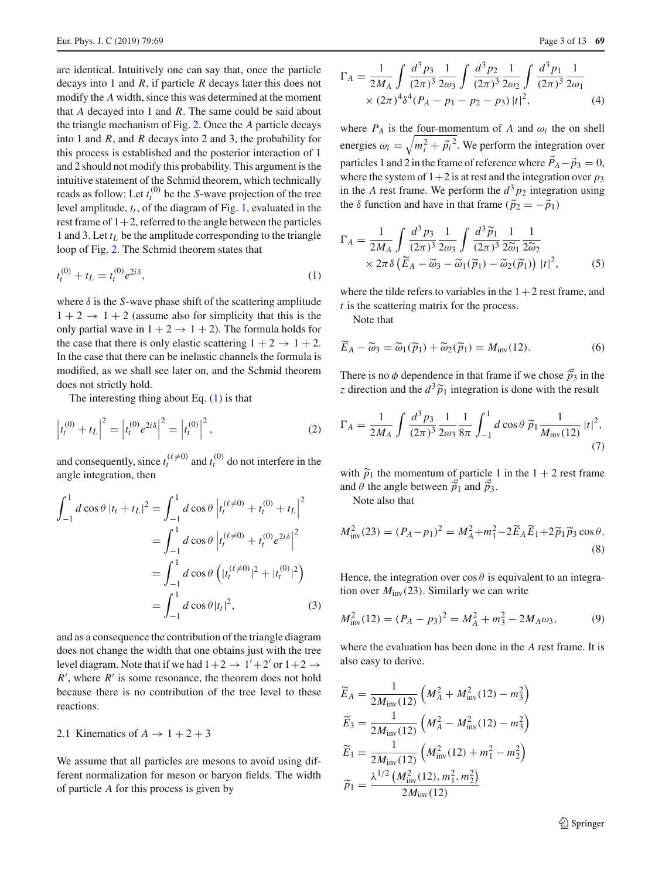are identical. Intuitively one can say that, once the particle decays into 1 and $R$, if particle $R$ decays later this does not modify the $A$ width, since this was determined at the moment that $A$ decayed into 1 and $R$. The same could be said about the triangle mechanism of Fig. 2. Once the $A$ particle decays into 1 and $R$, and $R$ decays into 2 and 3, the probability for this process is established and the posterior interaction of 1 and 2 should not modify this probability. This argument is the intuitive statement of the Schmid theorem, which technically reads as follow: Let $t_t^{(0)}$ be the $S$-wave projection of the tree level amplitude, $t_t$, of the diagram of Fig. 1, evaluated in the rest frame of $1+2$, referred to the angle between the particles 1 and 3. Let $t_L$ be the amplitude corresponding to the triangle loop of Fig. 2. The Schmid theorem states that

$$t_t^{(0)} + t_L = t_t^{(0)} e^{2i\delta}, \tag{1}$$

where $\delta$ is the $S$-wave phase shift of the scattering amplitude $1+2 \to 1+2$ (assume also for simplicity that this is the only partial wave in $1+2 \to 1+2$). The formula holds for the case that there is only elastic scattering $1+2 \to 1+2$. In the case that there can be inelastic channels the formula is modified, as we shall see later on, and the Schmid theorem does not strictly hold.

The interesting thing about Eq. (1) is that

$$\left|t_t^{(0)} + t_L\right|^2 = \left|t_t^{(0)} e^{2i\delta}\right|^2 = \left|t_t^{(0)}\right|^2, \tag{2}$$

and consequently, since $t_t^{(\ell\neq 0)}$ and $t_t^{(0)}$ do not interfere in the angle integration, then

$$\begin{aligned}
\int_{-1}^{1} d\cos\theta\, |t_t + t_L|^2 &= \int_{-1}^{1} d\cos\theta \left|t_t^{(\ell\neq 0)} + t_t^{(0)} + t_L\right|^2 \\
&= \int_{-1}^{1} d\cos\theta \left|t_t^{(\ell\neq 0)} + t_t^{(0)} e^{2i\delta}\right|^2 \\
&= \int_{-1}^{1} d\cos\theta \left(|t_t^{(\ell\neq 0)}|^2 + |t_t^{(0)}|^2\right) \\
&= \int_{-1}^{1} d\cos\theta |t_t|^2,
\end{aligned} \tag{3}$$

and as a consequence the contribution of the triangle diagram does not change the width that one obtains just with the tree level diagram. Note that if we had $1+2 \to 1'+2'$ or $1+2 \to R'$, where $R'$ is some resonance, the theorem does not hold because there is no contribution of the tree level to these reactions.

### 2.1 Kinematics of $A \to 1+2+3$

We assume that all particles are mesons to avoid using different normalization for meson or baryon fields. The width of particle $A$ for this process is given by

$$\Gamma_A = \frac{1}{2M_A} \int \frac{d^3p_3}{(2\pi)^3} \frac{1}{2\omega_3} \int \frac{d^3p_2}{(2\pi)^3} \frac{1}{2\omega_2} \int \frac{d^3p_1}{(2\pi)^3} \frac{1}{2\omega_1} \times (2\pi)^4 \delta^4(P_A - p_1 - p_2 - p_3)\, |t|^2, \tag{4}$$

where $P_A$ is the four-momentum of $A$ and $\omega_i$ the on shell energies $\omega_i = \sqrt{m_i^2 + \vec{p}_i^{\,2}}$. We perform the integration over particles 1 and 2 in the frame of reference where $\vec{P}_A - \vec{p}_3 = 0$, where the system of $1+2$ is at rest and the integration over $p_3$ in the $A$ rest frame. We perform the $d^3p_2$ integration using the $\delta$ function and have in that frame ($\vec{p}_2 = -\vec{p}_1$)

$$\Gamma_A = \frac{1}{2M_A} \int \frac{d^3p_3}{(2\pi)^3} \frac{1}{2\omega_3} \int \frac{d^3\widetilde{p}_1}{(2\pi)^3} \frac{1}{2\widetilde{\omega}_1} \frac{1}{2\widetilde{\omega}_2} \times 2\pi\delta\left(\widetilde{E}_A - \widetilde{\omega}_3 - \widetilde{\omega}_1(\widetilde{p}_1) - \widetilde{\omega}_2(\widetilde{p}_1)\right) |t|^2, \tag{5}$$

where the tilde refers to variables in the $1+2$ rest frame, and $t$ is the scattering matrix for the process.

Note that

$$\widetilde{E}_A - \widetilde{\omega}_3 = \widetilde{\omega}_1(\widetilde{p}_1) + \widetilde{\omega}_2(\widetilde{p}_1) = M_{\rm inv}(12). \tag{6}$$

There is no $\phi$ dependence in that frame if we chose $\vec{\widetilde{p}}_3$ in the $z$ direction and the $d^3\widetilde{p}_1$ integration is done with the result

$$\Gamma_A = \frac{1}{2M_A} \int \frac{d^3p_3}{(2\pi)^3} \frac{1}{2\omega_3} \frac{1}{8\pi} \int_{-1}^{1} d\cos\theta\, \widetilde{p}_1 \frac{1}{M_{\rm inv}(12)} |t|^2, \tag{7}$$

with $\widetilde{p}_1$ the momentum of particle 1 in the $1+2$ rest frame and $\theta$ the angle between $\vec{\widetilde{p}}_1$ and $\vec{\widetilde{p}}_3$.

Note also that

$$M_{\rm inv}^2(23) = (P_A - p_1)^2 = M_A^2 + m_1^2 - 2\widetilde{E}_A\widetilde{E}_1 + 2\widetilde{p}_1\widetilde{p}_3\cos\theta. \tag{8}$$

Hence, the integration over $\cos\theta$ is equivalent to an integration over $M_{\rm inv}(23)$. Similarly we can write

$$M_{\rm inv}^2(12) = (P_A - p_3)^2 = M_A^2 + m_3^2 - 2M_A\omega_3, \tag{9}$$

where the evaluation has been done in the $A$ rest frame. It is also easy to derive.

$$\begin{aligned}
\widetilde{E}_A &= \frac{1}{2M_{\rm inv}(12)} \left(M_A^2 + M_{\rm inv}^2(12) - m_3^2\right) \\
\widetilde{E}_3 &= \frac{1}{2M_{\rm inv}(12)} \left(M_A^2 - M_{\rm inv}^2(12) - m_3^2\right) \\
\widetilde{E}_1 &= \frac{1}{2M_{\rm inv}(12)} \left(M_{\rm inv}^2(12) + m_1^2 - m_2^2\right) \\
\widetilde{p}_1 &= \frac{\lambda^{1/2}\left(M_{\rm inv}^2(12), m_1^2, m_2^2\right)}{2M_{\rm inv}(12)}
\end{aligned}$$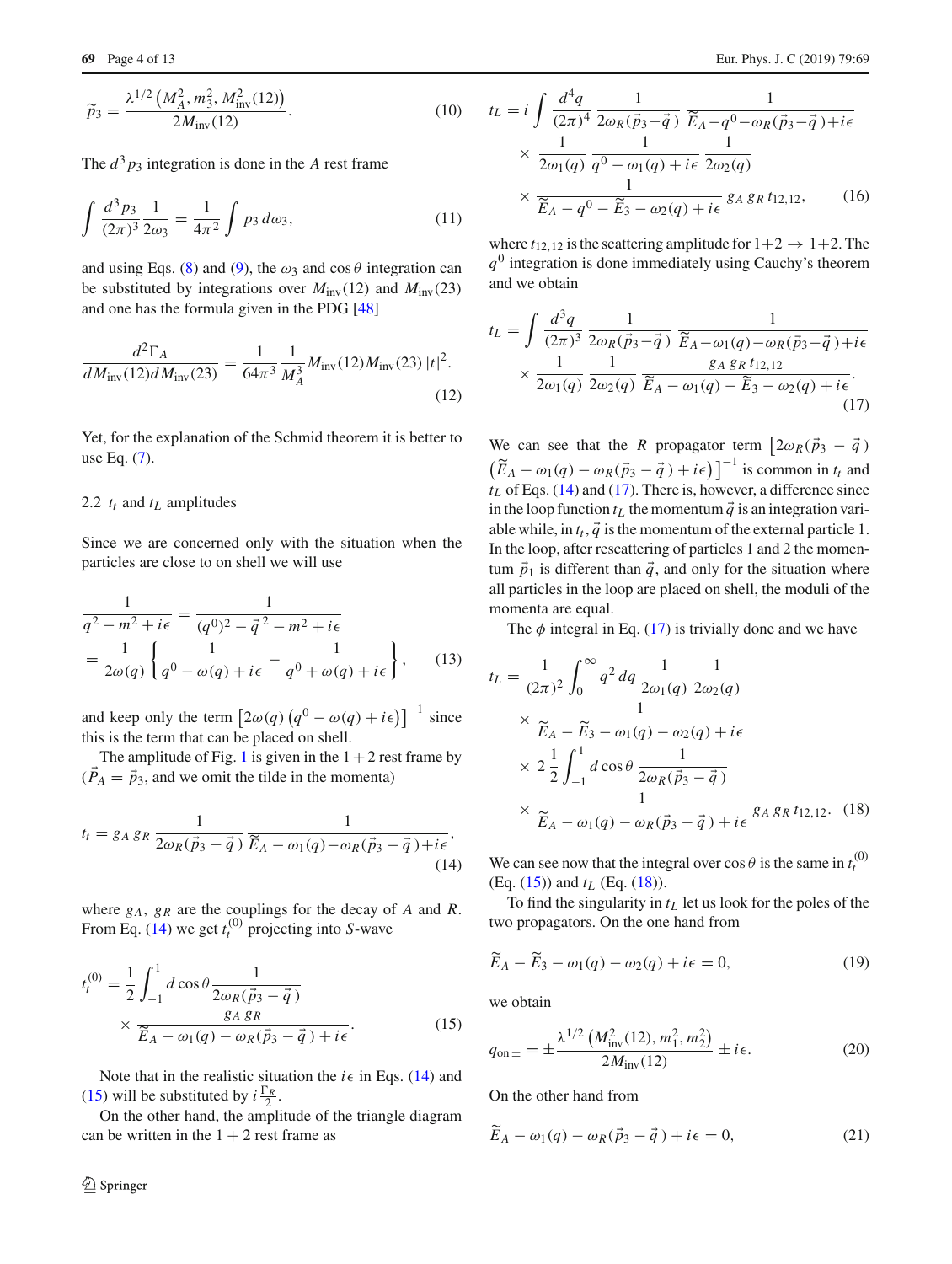$$\widetilde{p}_3 = \frac{\lambda^{1/2}\left(M_A^2, m_3^2, M_{\rm inv}^2(12)\right)}{2M_{\rm inv}(12)}. \tag{10}$$

The $d^3p_3$ integration is done in the $A$ rest frame

$$\int \frac{d^3p_3}{(2\pi)^3}\frac{1}{2\omega_3} = \frac{1}{4\pi^2}\int p_3\, d\omega_3, \tag{11}$$

and using Eqs. (8) and (9), the $\omega_3$ and $\cos\theta$ integration can be substituted by integrations over $M_{\rm inv}(12)$ and $M_{\rm inv}(23)$ and one has the formula given in the PDG [48]

$$\frac{d^2\Gamma_A}{dM_{\rm inv}(12)dM_{\rm inv}(23)} = \frac{1}{64\pi^3}\frac{1}{M_A^3}M_{\rm inv}(12)M_{\rm inv}(23)\,|t|^2. \tag{12}$$

Yet, for the explanation of the Schmid theorem it is better to use Eq. (7).

### 2.2 $t_t$ and $t_L$ amplitudes

Since we are concerned only with the situation when the particles are close to on shell we will use

$$\frac{1}{q^2-m^2+i\epsilon} = \frac{1}{(q^0)^2-\vec{q}^{\,2}-m^2+i\epsilon} = \frac{1}{2\omega(q)}\left\{\frac{1}{q^0-\omega(q)+i\epsilon} - \frac{1}{q^0+\omega(q)+i\epsilon}\right\}, \tag{13}$$

and keep only the term $\left[2\omega(q)\left(q^0-\omega(q)+i\epsilon\right)\right]^{-1}$ since this is the term that can be placed on shell.

The amplitude of Fig. 1 is given in the $1+2$ rest frame by ($\vec{P}_A = \vec{p}_3$, and we omit the tilde in the momenta)

$$t_t = g_A\, g_R\, \frac{1}{2\omega_R(\vec{p}_3-\vec{q}\,)}\,\frac{1}{\widetilde{E}_A-\omega_1(q)-\omega_R(\vec{p}_3-\vec{q}\,)+i\epsilon}, \tag{14}$$

where $g_A$, $g_R$ are the couplings for the decay of $A$ and $R$. From Eq. (14) we get $t_t^{(0)}$ projecting into $S$-wave

$$t_t^{(0)} = \frac{1}{2}\int_{-1}^{1} d\cos\theta\, \frac{1}{2\omega_R(\vec{p}_3-\vec{q}\,)} \times \frac{g_A\, g_R}{\widetilde{E}_A-\omega_1(q)-\omega_R(\vec{p}_3-\vec{q}\,)+i\epsilon}. \tag{15}$$

Note that in the realistic situation the $i\epsilon$ in Eqs. (14) and (15) will be substituted by $i\frac{\Gamma_R}{2}$.

On the other hand, the amplitude of the triangle diagram can be written in the $1+2$ rest frame as

$$t_L = i\int \frac{d^4q}{(2\pi)^4}\,\frac{1}{2\omega_R(\vec{p}_3-\vec{q}\,)}\,\frac{1}{\widetilde{E}_A-q^0-\omega_R(\vec{p}_3-\vec{q}\,)+i\epsilon} \times \frac{1}{2\omega_1(q)}\,\frac{1}{q^0-\omega_1(q)+i\epsilon}\,\frac{1}{2\omega_2(q)} \times \frac{1}{\widetilde{E}_A-q^0-\widetilde{E}_3-\omega_2(q)+i\epsilon}\, g_A\, g_R\, t_{12,12}, \tag{16}$$

where $t_{12,12}$ is the scattering amplitude for $1+2\to 1+2$. The $q^0$ integration is done immediately using Cauchy's theorem and we obtain

$$t_L = \int \frac{d^3q}{(2\pi)^3}\,\frac{1}{2\omega_R(\vec{p}_3-\vec{q}\,)}\,\frac{1}{\widetilde{E}_A-\omega_1(q)-\omega_R(\vec{p}_3-\vec{q}\,)+i\epsilon} \times \frac{1}{2\omega_1(q)}\,\frac{1}{2\omega_2(q)}\,\frac{g_A\, g_R\, t_{12,12}}{\widetilde{E}_A-\omega_1(q)-\widetilde{E}_3-\omega_2(q)+i\epsilon}. \tag{17}$$

We can see that the $R$ propagator term $\left[2\omega_R(\vec{p}_3-\vec{q}\,)\left(\widetilde{E}_A-\omega_1(q)-\omega_R(\vec{p}_3-\vec{q}\,)+i\epsilon\right)\right]^{-1}$ is common in $t_t$ and $t_L$ of Eqs. (14) and (17). There is, however, a difference since in the loop function $t_L$ the momentum $\vec{q}$ is an integration variable while, in $t_t$, $\vec{q}$ is the momentum of the external particle 1. In the loop, after rescattering of particles 1 and 2 the momentum $\vec{p}_1$ is different than $\vec{q}$, and only for the situation where all particles in the loop are placed on shell, the moduli of the momenta are equal.

The $\phi$ integral in Eq. (17) is trivially done and we have

$$t_L = \frac{1}{(2\pi)^2}\int_0^\infty q^2\, dq\, \frac{1}{2\omega_1(q)}\,\frac{1}{2\omega_2(q)} \times \frac{1}{\widetilde{E}_A-\widetilde{E}_3-\omega_1(q)-\omega_2(q)+i\epsilon} \times 2\,\frac{1}{2}\int_{-1}^{1} d\cos\theta\, \frac{1}{2\omega_R(\vec{p}_3-\vec{q}\,)} \times \frac{1}{\widetilde{E}_A-\omega_1(q)-\omega_R(\vec{p}_3-\vec{q}\,)+i\epsilon}\, g_A\, g_R\, t_{12,12}. \tag{18}$$

We can see now that the integral over $\cos\theta$ is the same in $t_t^{(0)}$ (Eq. (15)) and $t_L$ (Eq. (18)).

To find the singularity in $t_L$ let us look for the poles of the two propagators. On the one hand from

$$\widetilde{E}_A-\widetilde{E}_3-\omega_1(q)-\omega_2(q)+i\epsilon = 0, \tag{19}$$

we obtain

$$q_{\rm on\,\pm} = \pm\frac{\lambda^{1/2}\left(M_{\rm inv}^2(12), m_1^2, m_2^2\right)}{2M_{\rm inv}(12)} \pm i\epsilon. \tag{20}$$

On the other hand from

$$\widetilde{E}_A-\omega_1(q)-\omega_R(\vec{p}_3-\vec{q}\,)+i\epsilon = 0, \tag{21}$$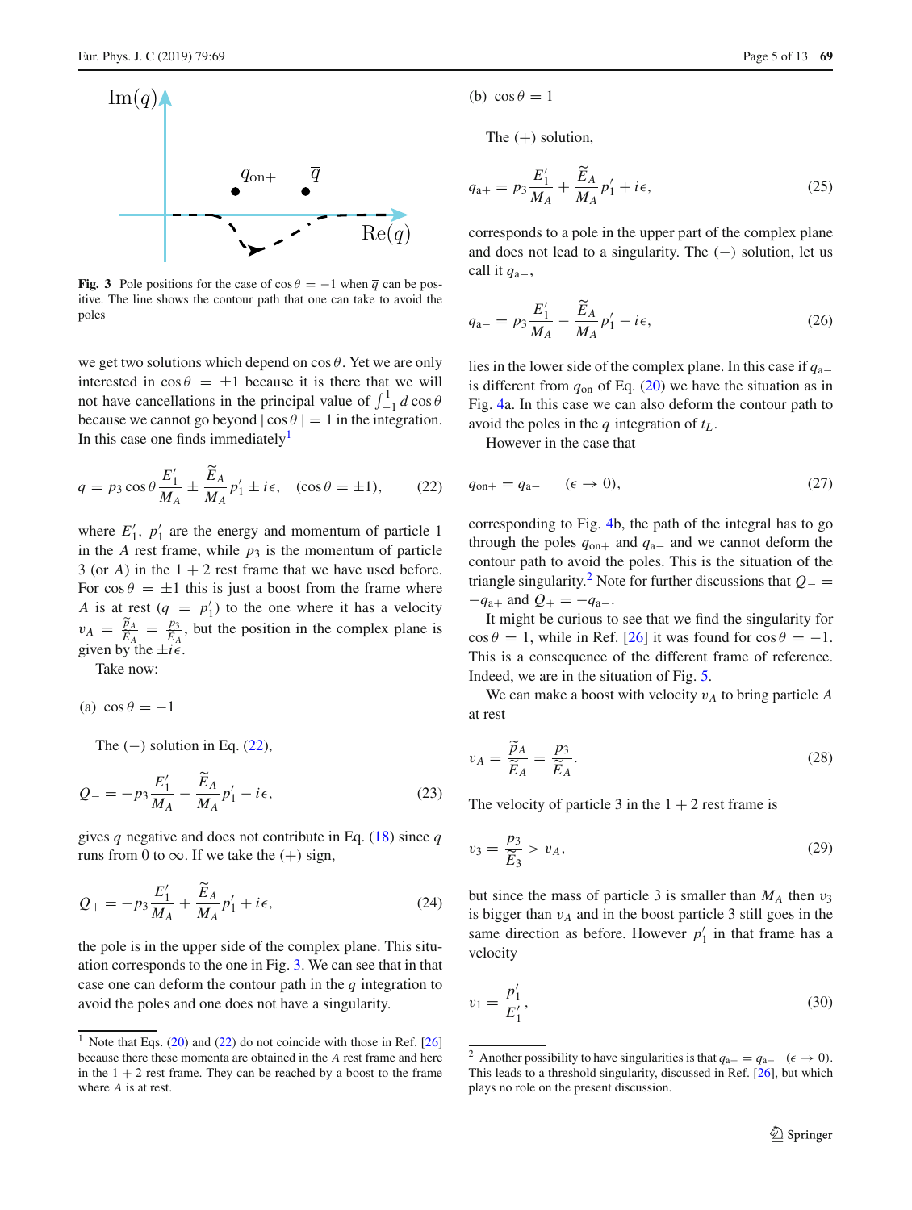Fig. 3 Pole positions for the case of $\cos\theta = -1$ when $\overline{q}$ can be positive. The line shows the contour path that one can take to avoid the poles

we get two solutions which depend on $\cos\theta$. Yet we are only interested in $\cos\theta = \pm 1$ because it is there that we will not have cancellations in the principal value of $\int_{-1}^{1} d\cos\theta$ because we cannot go beyond $|\cos\theta| = 1$ in the integration. In this case one finds immediately[1]

$$\overline{q} = p_3 \cos\theta \frac{E_1'}{M_A} \pm \frac{\widetilde{E}_A}{M_A} p_1' \pm i\epsilon, \quad (\cos\theta = \pm 1), \tag{22}$$

where $E_1'$, $p_1'$ are the energy and momentum of particle 1 in the $A$ rest frame, while $p_3$ is the momentum of particle 3 (or $A$) in the $1+2$ rest frame that we have used before. For $\cos\theta = \pm 1$ this is just a boost from the frame where $A$ is at rest ($\overline{q} = p_1'$) to the one where it has a velocity $v_A = \frac{\widetilde{p}_A}{\widetilde{E}_A} = \frac{p_3}{\widetilde{E}_A}$, but the position in the complex plane is given by the $\pm i\epsilon$.

Take now:

(a) $\cos\theta = -1$

The $(-)$ solution in Eq. (22),

$$Q_- = -p_3 \frac{E_1'}{M_A} - \frac{\widetilde{E}_A}{M_A} p_1' - i\epsilon, \tag{23}$$

gives $\overline{q}$ negative and does not contribute in Eq. (18) since $q$ runs from 0 to $\infty$. If we take the $(+)$ sign,

$$Q_+ = -p_3 \frac{E_1'}{M_A} + \frac{\widetilde{E}_A}{M_A} p_1' + i\epsilon, \tag{24}$$

the pole is in the upper side of the complex plane. This situation corresponds to the one in Fig. 3. We can see that in that case one can deform the contour path in the $q$ integration to avoid the poles and one does not have a singularity.

(b) $\cos\theta = 1$

The $(+)$ solution,

$$q_{a+} = p_3 \frac{E_1'}{M_A} + \frac{\widetilde{E}_A}{M_A} p_1' + i\epsilon, \tag{25}$$

corresponds to a pole in the upper part of the complex plane and does not lead to a singularity. The $(-)$ solution, let us call it $q_{a-}$,

$$q_{a-} = p_3 \frac{E_1'}{M_A} - \frac{\widetilde{E}_A}{M_A} p_1' - i\epsilon, \tag{26}$$

lies in the lower side of the complex plane. In this case if $q_{a-}$ is different from $q_{on}$ of Eq. (20) we have the situation as in Fig. 4a. In this case we can also deform the contour path to avoid the poles in the $q$ integration of $t_L$.

However in the case that

$$q_{on+} = q_{a-} \quad (\epsilon \to 0), \tag{27}$$

corresponding to Fig. 4b, the path of the integral has to go through the poles $q_{on+}$ and $q_{a-}$ and we cannot deform the contour path to avoid the poles. This is the situation of the triangle singularity.[2] Note for further discussions that $Q_- = -q_{a+}$ and $Q_+ = -q_{a-}$.

It might be curious to see that we find the singularity for $\cos\theta = 1$, while in Ref. [26] it was found for $\cos\theta = -1$. This is a consequence of the different frame of reference. Indeed, we are in the situation of Fig. 5.

We can make a boost with velocity $v_A$ to bring particle $A$ at rest

$$v_A = \frac{\widetilde{p}_A}{\widetilde{E}_A} = \frac{p_3}{\widetilde{E}_A}. \tag{28}$$

The velocity of particle 3 in the $1+2$ rest frame is

$$v_3 = \frac{p_3}{\widetilde{E}_3} > v_A, \tag{29}$$

but since the mass of particle 3 is smaller than $M_A$ then $v_3$ is bigger than $v_A$ and in the boost particle 3 still goes in the same direction as before. However $p_1'$ in that frame has a velocity

$$v_1 = \frac{p_1'}{E_1'}, \tag{30}$$

---

[1] Note that Eqs. (20) and (22) do not coincide with those in Ref. [26] because there these momenta are obtained in the $A$ rest frame and here in the $1+2$ rest frame. They can be reached by a boost to the frame where $A$ is at rest.

[2] Another possibility to have singularities is that $q_{a+} = q_{a-}$ $(\epsilon \to 0)$. This leads to a threshold singularity, discussed in Ref. [26], but which plays no role on the present discussion.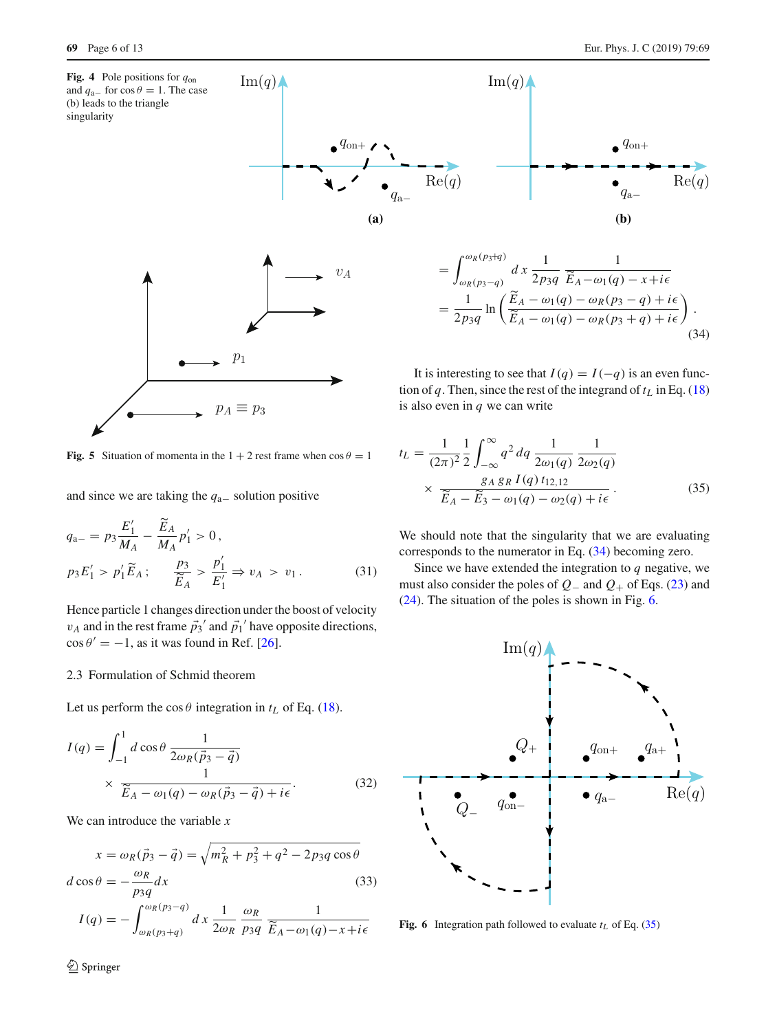**Fig. 4** Pole positions for $q_{\rm on}$ and $q_{\rm a-}$ for $\cos\theta = 1$. The case (b) leads to the triangle singularity

**Fig. 5** Situation of momenta in the $1+2$ rest frame when $\cos\theta = 1$

and since we are taking the $q_{\rm a-}$ solution positive

$$
q_{\rm a-} = p_3 \frac{E_1'}{M_A} - \frac{\widetilde{E}_A}{M_A} p_1' > 0\,,
$$

$$
p_3 E_1' > p_1' \widetilde{E}_A\,; \qquad \frac{p_3}{\widetilde{E}_A} > \frac{p_1'}{E_1'} \Rightarrow v_A > v_1\,. \tag{31}
$$

Hence particle 1 changes direction under the boost of velocity $v_A$ and in the rest frame $\vec{p}_3{}'$ and $\vec{p}_1{}'$ have opposite directions, $\cos\theta' = -1$, as it was found in Ref. [26].

### 2.3 Formulation of Schmid theorem

Let us perform the $\cos\theta$ integration in $t_L$ of Eq. (18).

$$
I(q) = \int_{-1}^{1} d\cos\theta\, \frac{1}{2\omega_R(\vec{p}_3 - \vec{q})} \times \frac{1}{\widetilde{E}_A - \omega_1(q) - \omega_R(\vec{p}_3 - \vec{q}) + i\epsilon}. \tag{32}
$$

We can introduce the variable $x$

$$
x = \omega_R(\vec{p}_3 - \vec{q}) = \sqrt{m_R^2 + p_3^2 + q^2 - 2p_3 q\cos\theta}
$$

$$
d\cos\theta = -\frac{\omega_R}{p_3 q} dx \tag{33}
$$

$$
I(q) = -\int_{\omega_R(p_3+q)}^{\omega_R(p_3-q)} dx\, \frac{1}{2\omega_R}\, \frac{\omega_R}{p_3 q}\, \frac{1}{\widetilde{E}_A - \omega_1(q) - x + i\epsilon}
$$

$$
= \int_{\omega_R(p_3-q)}^{\omega_R(p_3+q)} dx\, \frac{1}{2p_3 q}\, \frac{1}{\widetilde{E}_A - \omega_1(q) - x + i\epsilon}
$$

$$
= \frac{1}{2p_3 q} \ln\left( \frac{\widetilde{E}_A - \omega_1(q) - \omega_R(p_3 - q) + i\epsilon}{\widetilde{E}_A - \omega_1(q) - \omega_R(p_3 + q) + i\epsilon} \right). \tag{34}
$$

It is interesting to see that $I(q) = I(-q)$ is an even function of $q$. Then, since the rest of the integrand of $t_L$ in Eq. (18) is also even in $q$ we can write

$$
t_L = \frac{1}{(2\pi)^2} \frac{1}{2} \int_{-\infty}^{\infty} q^2\, dq\, \frac{1}{2\omega_1(q)}\, \frac{1}{2\omega_2(q)} \times \frac{g_A\, g_R\, I(q)\, t_{12,12}}{\widetilde{E}_A - \widetilde{E}_3 - \omega_1(q) - \omega_2(q) + i\epsilon}. \tag{35}
$$

We should note that the singularity that we are evaluating corresponds to the numerator in Eq. (34) becoming zero.

Since we have extended the integration to $q$ negative, we must also consider the poles of $Q_-$ and $Q_+$ of Eqs. (23) and (24). The situation of the poles is shown in Fig. 6.

**Fig. 6** Integration path followed to evaluate $t_L$ of Eq. (35)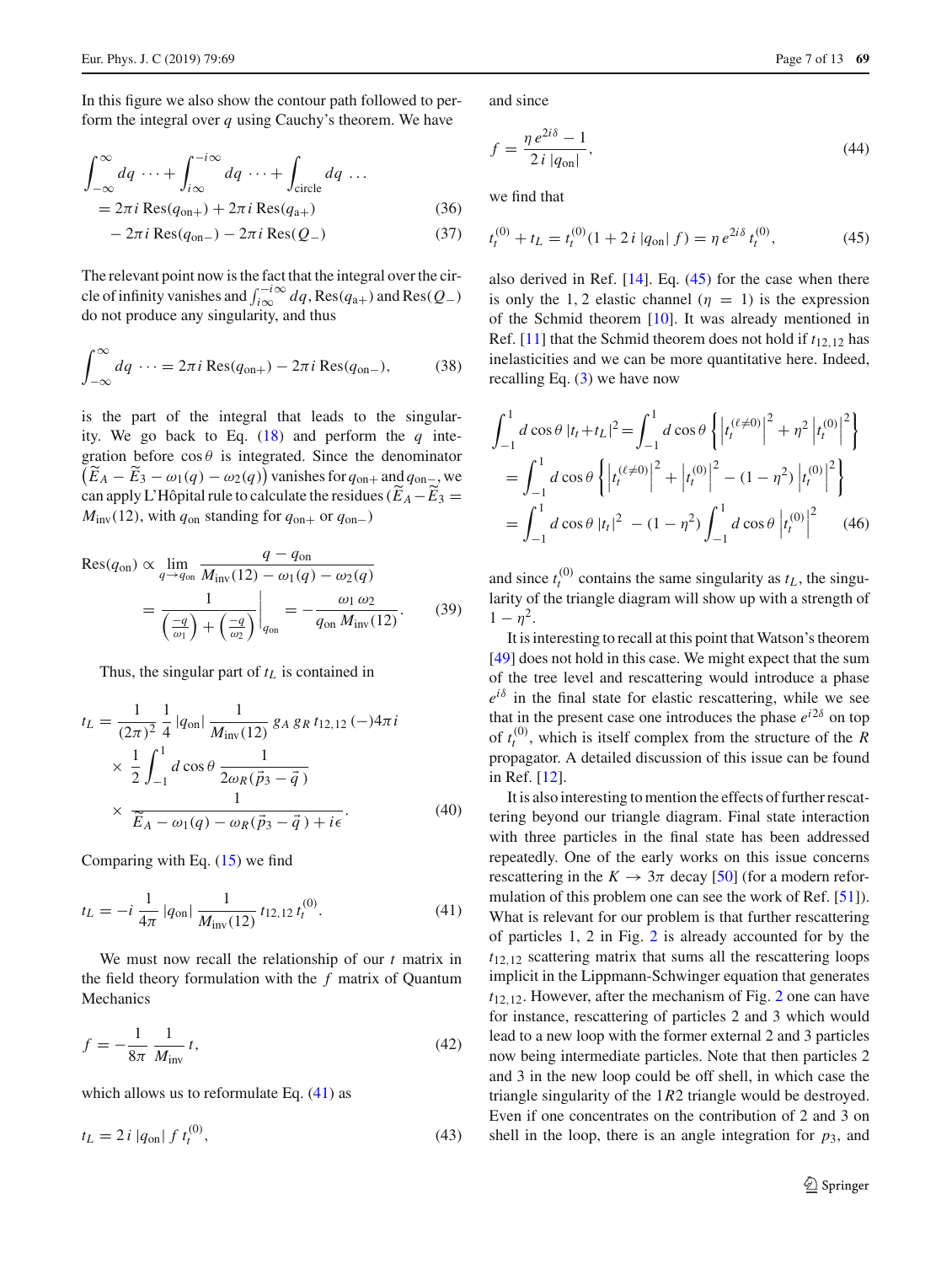In this figure we also show the contour path followed to perform the integral over $q$ using Cauchy's theorem. We have

$$
\begin{aligned}
\int_{-\infty}^{\infty} dq \cdots + \int_{i\infty}^{-i\infty} dq \cdots + \int_{\text{circle}} dq \ldots \\
= 2\pi i \,\text{Res}(q_{\text{on}+}) + 2\pi i \,\text{Res}(q_{a+}) \quad (36)\\
- 2\pi i \,\text{Res}(q_{\text{on}-}) - 2\pi i \,\text{Res}(Q_-) \quad (37)
\end{aligned}
$$

The relevant point now is the fact that the integral over the circle of infinity vanishes and $\int_{i\infty}^{-i\infty} dq$, $\text{Res}(q_{a+})$ and $\text{Res}(Q_-)$ do not produce any singularity, and thus

$$
\int_{-\infty}^{\infty} dq \cdots = 2\pi i \,\text{Res}(q_{\text{on}+}) - 2\pi i \,\text{Res}(q_{\text{on}-}), \tag{38}
$$

is the part of the integral that leads to the singularity. We go back to Eq. (18) and perform the $q$ integration before $\cos\theta$ is integrated. Since the denominator $\left(\widetilde{E}_A - \widetilde{E}_3 - \omega_1(q) - \omega_2(q)\right)$ vanishes for $q_{\text{on}+}$ and $q_{\text{on}-}$, we can apply L'Hôpital rule to calculate the residues ($\widetilde{E}_A - \widetilde{E}_3 = M_{\text{inv}}(12)$, with $q_{\text{on}}$ standing for $q_{\text{on}+}$ or $q_{\text{on}-}$)

$$
\begin{aligned}
\text{Res}(q_{\text{on}}) &\propto \lim_{q \to q_{\text{on}}} \frac{q - q_{\text{on}}}{M_{\text{inv}}(12) - \omega_1(q) - \omega_2(q)} \\
&= \left. \frac{1}{\left(\frac{-q}{\omega_1}\right) + \left(\frac{-q}{\omega_2}\right)} \right|_{q_{\text{on}}} = -\frac{\omega_1\,\omega_2}{q_{\text{on}}\, M_{\text{inv}}(12)}.
\end{aligned} \tag{39}
$$

Thus, the singular part of $t_L$ is contained in

$$
\begin{aligned}
t_L &= \frac{1}{(2\pi)^2}\,\frac{1}{4}\,|q_{\text{on}}|\,\frac{1}{M_{\text{inv}}(12)}\, g_A\, g_R\, t_{12,12}\,(-)4\pi i \\
&\quad \times \frac{1}{2}\int_{-1}^{1} d\cos\theta\, \frac{1}{2\omega_R(\vec{p}_3 - \vec{q}\,)} \\
&\quad \times \frac{1}{\widetilde{E}_A - \omega_1(q) - \omega_R(\vec{p}_3 - \vec{q}\,) + i\epsilon}.
\end{aligned} \tag{40}
$$

Comparing with Eq. (15) we find

$$
t_L = -i\,\frac{1}{4\pi}\,|q_{\text{on}}|\,\frac{1}{M_{\text{inv}}(12)}\,t_{12,12}\,t_t^{(0)}. \tag{41}
$$

We must now recall the relationship of our $t$ matrix in the field theory formulation with the $f$ matrix of Quantum Mechanics

$$
f = -\frac{1}{8\pi}\,\frac{1}{M_{\text{inv}}}\,t, \tag{42}
$$

which allows us to reformulate Eq. (41) as

$$
t_L = 2\,i\,|q_{\text{on}}|\,f\,t_t^{(0)}, \tag{43}
$$

and since

$$
f = \frac{\eta\, e^{2i\delta} - 1}{2\,i\,|q_{\text{on}}|}, \tag{44}
$$

we find that

$$
t_t^{(0)} + t_L = t_t^{(0)}(1 + 2\,i\,|q_{\text{on}}|\,f) = \eta\, e^{2i\delta}\, t_t^{(0)}, \tag{45}
$$

also derived in Ref. [14]. Eq. (45) for the case when there is only the 1, 2 elastic channel ($\eta = 1$) is the expression of the Schmid theorem [10]. It was already mentioned in Ref. [11] that the Schmid theorem does not hold if $t_{12,12}$ has inelasticities and we can be more quantitative here. Indeed, recalling Eq. (3) we have now

$$
\begin{aligned}
\int_{-1}^{1} d\cos\theta\,|t_t + t_L|^2 &= \int_{-1}^{1} d\cos\theta \left\{ \left|t_t^{(\ell\neq 0)}\right|^2 + \eta^2 \left|t_t^{(0)}\right|^2 \right\} \\
&= \int_{-1}^{1} d\cos\theta \left\{ \left|t_t^{(\ell\neq 0)}\right|^2 + \left|t_t^{(0)}\right|^2 - (1-\eta^2)\left|t_t^{(0)}\right|^2 \right\} \\
&= \int_{-1}^{1} d\cos\theta\,|t_t|^2 \; - (1-\eta^2)\int_{-1}^{1} d\cos\theta \left|t_t^{(0)}\right|^2
\end{aligned} \tag{46}
$$

and since $t_t^{(0)}$ contains the same singularity as $t_L$, the singularity of the triangle diagram will show up with a strength of $1 - \eta^2$.

It is interesting to recall at this point that Watson's theorem [49] does not hold in this case. We might expect that the sum of the tree level and rescattering would introduce a phase $e^{i\delta}$ in the final state for elastic rescattering, while we see that in the present case one introduces the phase $e^{i2\delta}$ on top of $t_t^{(0)}$, which is itself complex from the structure of the $R$ propagator. A detailed discussion of this issue can be found in Ref. [12].

It is also interesting to mention the effects of further rescattering beyond our triangle diagram. Final state interaction with three particles in the final state has been addressed repeatedly. One of the early works on this issue concerns rescattering in the $K \to 3\pi$ decay [50] (for a modern reformulation of this problem one can see the work of Ref. [51]). What is relevant for our problem is that further rescattering of particles 1, 2 in Fig. 2 is already accounted for by the $t_{12,12}$ scattering matrix that sums all the rescattering loops implicit in the Lippmann-Schwinger equation that generates $t_{12,12}$. However, after the mechanism of Fig. 2 one can have for instance, rescattering of particles 2 and 3 which would lead to a new loop with the former external 2 and 3 particles now being intermediate particles. Note that then particles 2 and 3 in the new loop could be off shell, in which case the triangle singularity of the $1R2$ triangle would be destroyed. Even if one concentrates on the contribution of 2 and 3 on shell in the loop, there is an angle integration for $p_3$, and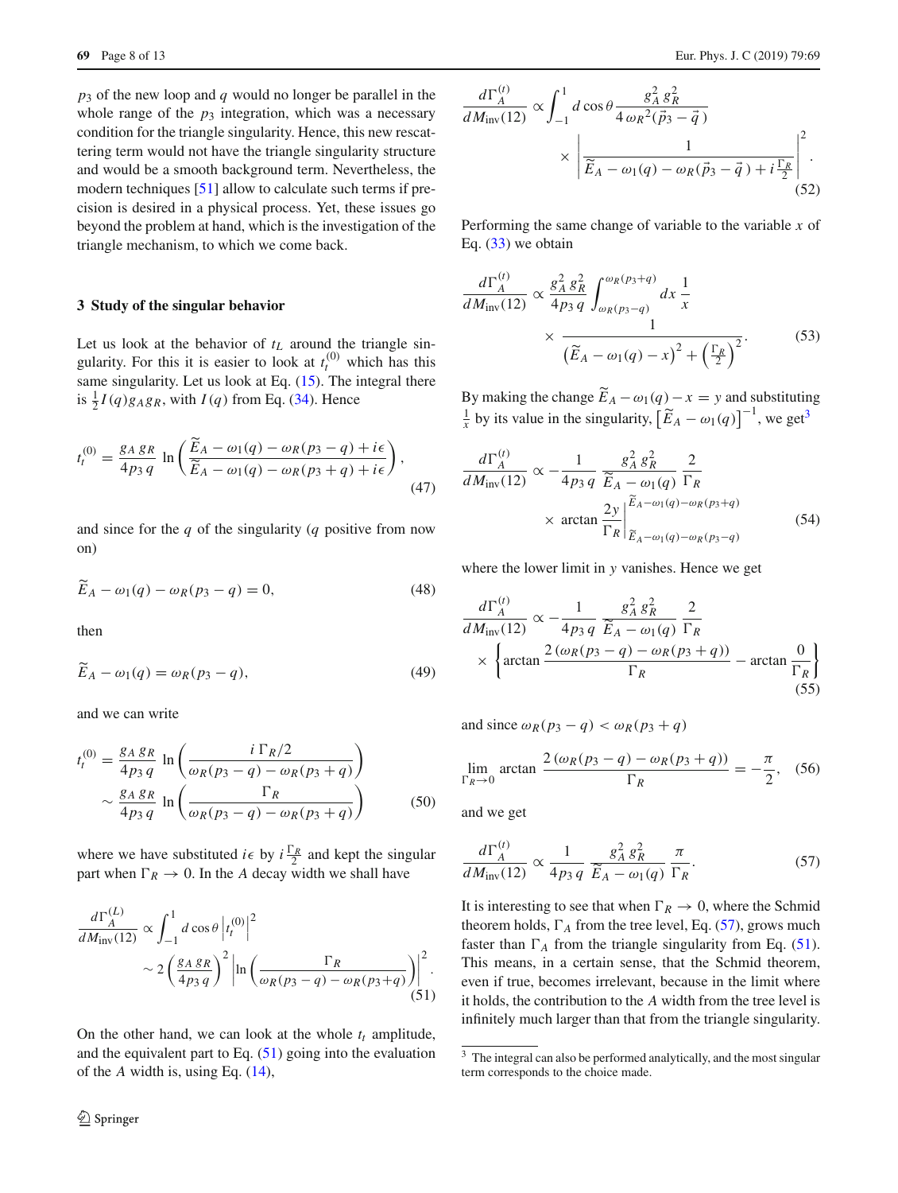$p_3$ of the new loop and $q$ would no longer be parallel in the whole range of the $p_3$ integration, which was a necessary condition for the triangle singularity. Hence, this new rescattering term would not have the triangle singularity structure and would be a smooth background term. Nevertheless, the modern techniques [51] allow to calculate such terms if precision is desired in a physical process. Yet, these issues go beyond the problem at hand, which is the investigation of the triangle mechanism, to which we come back.

## 3 Study of the singular behavior

Let us look at the behavior of $t_L$ around the triangle singularity. For this it is easier to look at $t_t^{(0)}$ which has this same singularity. Let us look at Eq. (15). The integral there is $\frac{1}{2} I(q) g_A g_R$, with $I(q)$ from Eq. (34). Hence

$$t_t^{(0)} = \frac{g_A\, g_R}{4 p_3\, q} \ln\left( \frac{\widetilde{E}_A - \omega_1(q) - \omega_R(p_3 - q) + i\epsilon}{\widetilde{E}_A - \omega_1(q) - \omega_R(p_3 + q) + i\epsilon} \right), \tag{47}$$

and since for the $q$ of the singularity ($q$ positive from now on)

$$\widetilde{E}_A - \omega_1(q) - \omega_R(p_3 - q) = 0, \tag{48}$$

then

$$\widetilde{E}_A - \omega_1(q) = \omega_R(p_3 - q), \tag{49}$$

and we can write

$$t_t^{(0)} = \frac{g_A\, g_R}{4 p_3\, q} \ln\left( \frac{i\, \Gamma_R/2}{\omega_R(p_3 - q) - \omega_R(p_3 + q)} \right) \sim \frac{g_A\, g_R}{4 p_3\, q} \ln\left( \frac{\Gamma_R}{\omega_R(p_3 - q) - \omega_R(p_3 + q)} \right) \tag{50}$$

where we have substituted $i\epsilon$ by $i\frac{\Gamma_R}{2}$ and kept the singular part when $\Gamma_R \to 0$. In the $A$ decay width we shall have

$$\frac{d\Gamma_A^{(L)}}{dM_{\rm inv}(12)} \propto \int_{-1}^{1} d\cos\theta \left| t_t^{(0)} \right|^2 \sim 2 \left( \frac{g_A\, g_R}{4 p_3\, q} \right)^2 \left| \ln\left( \frac{\Gamma_R}{\omega_R(p_3 - q) - \omega_R(p_3 + q)} \right) \right|^2. \tag{51}$$

On the other hand, we can look at the whole $t_t$ amplitude, and the equivalent part to Eq. (51) going into the evaluation of the $A$ width is, using Eq. (14),

$$\frac{d\Gamma_A^{(t)}}{dM_{\rm inv}(12)} \propto \int_{-1}^{1} d\cos\theta\, \frac{g_A^2\, g_R^2}{4\, \omega_R{}^2(\vec{p}_3 - \vec{q}\,)} \times \left| \frac{1}{\widetilde{E}_A - \omega_1(q) - \omega_R(\vec{p}_3 - \vec{q}\,) + i\frac{\Gamma_R}{2}} \right|^2. \tag{52}$$

Performing the same change of variable to the variable $x$ of Eq. (33) we obtain

$$\frac{d\Gamma_A^{(t)}}{dM_{\rm inv}(12)} \propto \frac{g_A^2\, g_R^2}{4 p_3\, q} \int_{\omega_R(p_3 - q)}^{\omega_R(p_3 + q)} dx\, \frac{1}{x} \times \frac{1}{\left(\widetilde{E}_A - \omega_1(q) - x\right)^2 + \left(\frac{\Gamma_R}{2}\right)^2}. \tag{53}$$

By making the change $\widetilde{E}_A - \omega_1(q) - x = y$ and substituting $\frac{1}{x}$ by its value in the singularity, $\left[\widetilde{E}_A - \omega_1(q)\right]^{-1}$, we get[3]

$$\frac{d\Gamma_A^{(t)}}{dM_{\rm inv}(12)} \propto -\frac{1}{4 p_3\, q}\, \frac{g_A^2\, g_R^2}{\widetilde{E}_A - \omega_1(q)}\, \frac{2}{\Gamma_R} \times \arctan \frac{2y}{\Gamma_R} \Bigg|_{\widetilde{E}_A - \omega_1(q) - \omega_R(p_3 - q)}^{\widetilde{E}_A - \omega_1(q) - \omega_R(p_3 + q)} \tag{54}$$

where the lower limit in $y$ vanishes. Hence we get

$$\frac{d\Gamma_A^{(t)}}{dM_{\rm inv}(12)} \propto -\frac{1}{4 p_3\, q}\, \frac{g_A^2\, g_R^2}{\widetilde{E}_A - \omega_1(q)}\, \frac{2}{\Gamma_R} \times \left\{ \arctan \frac{2\,(\omega_R(p_3 - q) - \omega_R(p_3 + q))}{\Gamma_R} - \arctan \frac{0}{\Gamma_R} \right\} \tag{55}$$

and since $\omega_R(p_3 - q) < \omega_R(p_3 + q)$

$$\lim_{\Gamma_R \to 0} \arctan \frac{2\,(\omega_R(p_3 - q) - \omega_R(p_3 + q))}{\Gamma_R} = -\frac{\pi}{2}, \tag{56}$$

and we get

$$\frac{d\Gamma_A^{(t)}}{dM_{\rm inv}(12)} \propto \frac{1}{4 p_3\, q}\, \frac{g_A^2\, g_R^2}{\widetilde{E}_A - \omega_1(q)}\, \frac{\pi}{\Gamma_R}. \tag{57}$$

It is interesting to see that when $\Gamma_R \to 0$, where the Schmid theorem holds, $\Gamma_A$ from the tree level, Eq. (57), grows much faster than $\Gamma_A$ from the triangle singularity from Eq. (51). This means, in a certain sense, that the Schmid theorem, even if true, becomes irrelevant, because in the limit where it holds, the contribution to the $A$ width from the tree level is infinitely much larger than that from the triangle singularity.

[3] The integral can also be performed analytically, and the most singular term corresponds to the choice made.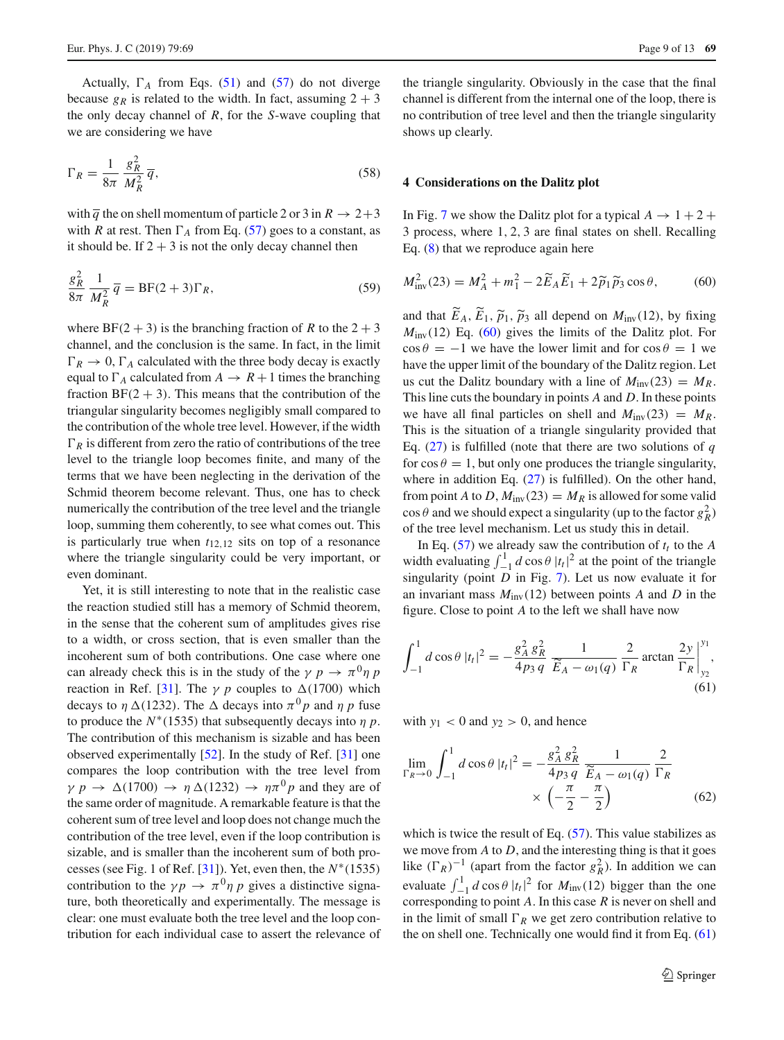Actually, $\Gamma_A$ from Eqs. (51) and (57) do not diverge because $g_R$ is related to the width. In fact, assuming $2+3$ the only decay channel of $R$, for the $S$-wave coupling that we are considering we have

$$\Gamma_R = \frac{1}{8\pi}\,\frac{g_R^2}{M_R^2}\,\overline{q}, \tag{58}$$

with $\overline{q}$ the on shell momentum of particle 2 or 3 in $R \to 2+3$ with $R$ at rest. Then $\Gamma_A$ from Eq. (57) goes to a constant, as it should be. If $2+3$ is not the only decay channel then

$$\frac{g_R^2}{8\pi}\,\frac{1}{M_R^2}\,\overline{q} = \mathrm{BF}(2+3)\Gamma_R, \tag{59}$$

where $\mathrm{BF}(2+3)$ is the branching fraction of $R$ to the $2+3$ channel, and the conclusion is the same. In fact, in the limit $\Gamma_R \to 0$, $\Gamma_A$ calculated with the three body decay is exactly equal to $\Gamma_A$ calculated from $A \to R+1$ times the branching fraction $\mathrm{BF}(2+3)$. This means that the contribution of the triangular singularity becomes negligibly small compared to the contribution of the whole tree level. However, if the width $\Gamma_R$ is different from zero the ratio of contributions of the tree level to the triangle loop becomes finite, and many of the terms that we have been neglecting in the derivation of the Schmid theorem become relevant. Thus, one has to check numerically the contribution of the tree level and the triangle loop, summing them coherently, to see what comes out. This is particularly true when $t_{12,12}$ sits on top of a resonance where the triangle singularity could be very important, or even dominant.

Yet, it is still interesting to note that in the realistic case the reaction studied still has a memory of Schmid theorem, in the sense that the coherent sum of amplitudes gives rise to a width, or cross section, that is even smaller than the incoherent sum of both contributions. One case where one can already check this is in the study of the $\gamma\, p \to \pi^0 \eta\, p$ reaction in Ref. [31]. The $\gamma\, p$ couples to $\Delta(1700)$ which decays to $\eta\, \Delta(1232)$. The $\Delta$ decays into $\pi^0 p$ and $\eta\, p$ fuse to produce the $N^*(1535)$ that subsequently decays into $\eta\, p$. The contribution of this mechanism is sizable and has been observed experimentally [52]. In the study of Ref. [31] one compares the loop contribution with the tree level from $\gamma\, p \to \Delta(1700) \to \eta\, \Delta(1232) \to \eta \pi^0 p$ and they are of the same order of magnitude. A remarkable feature is that the coherent sum of tree level and loop does not change much the contribution of the tree level, even if the loop contribution is sizable, and is smaller than the incoherent sum of both processes (see Fig. 1 of Ref. [31]). Yet, even then, the $N^*(1535)$ contribution to the $\gamma p \to \pi^0 \eta\, p$ gives a distinctive signature, both theoretically and experimentally. The message is clear: one must evaluate both the tree level and the loop contribution for each individual case to assert the relevance of the triangle singularity. Obviously in the case that the final channel is different from the internal one of the loop, there is no contribution of tree level and then the triangle singularity shows up clearly.

## 4 Considerations on the Dalitz plot

In Fig. 7 we show the Dalitz plot for a typical $A \to 1+2+3$ process, where 1, 2, 3 are final states on shell. Recalling Eq. (8) that we reproduce again here

$$M_{\mathrm{inv}}^2(23) = M_A^2 + m_1^2 - 2\widetilde{E}_A\widetilde{E}_1 + 2\widetilde{p}_1\widetilde{p}_3\cos\theta, \tag{60}$$

and that $\widetilde{E}_A$, $\widetilde{E}_1$, $\widetilde{p}_1$, $\widetilde{p}_3$ all depend on $M_{\mathrm{inv}}(12)$, by fixing $M_{\mathrm{inv}}(12)$ Eq. (60) gives the limits of the Dalitz plot. For $\cos\theta = -1$ we have the lower limit and for $\cos\theta = 1$ we have the upper limit of the boundary of the Dalitz region. Let us cut the Dalitz boundary with a line of $M_{\mathrm{inv}}(23) = M_R$. This line cuts the boundary in points $A$ and $D$. In these points we have all final particles on shell and $M_{\mathrm{inv}}(23) = M_R$. This is the situation of a triangle singularity provided that Eq. (27) is fulfilled (note that there are two solutions of $q$ for $\cos\theta = 1$, but only one produces the triangle singularity, where in addition Eq. (27) is fulfilled). On the other hand, from point $A$ to $D$, $M_{\mathrm{inv}}(23) = M_R$ is allowed for some valid $\cos\theta$ and we should expect a singularity (up to the factor $g_R^2$) of the tree level mechanism. Let us study this in detail.

In Eq. (57) we already saw the contribution of $t_t$ to the $A$ width evaluating $\int_{-1}^{1} d\cos\theta\, |t_t|^2$ at the point of the triangle singularity (point $D$ in Fig. 7). Let us now evaluate it for an invariant mass $M_{\mathrm{inv}}(12)$ between points $A$ and $D$ in the figure. Close to point $A$ to the left we shall have now

$$\int_{-1}^{1} d\cos\theta\, |t_t|^2 = -\frac{g_A^2\, g_R^2}{4 p_3\, q}\,\frac{1}{\widetilde{E}_A - \omega_1(q)}\,\frac{2}{\Gamma_R}\,\arctan\frac{2y}{\Gamma_R}\bigg|_{y_2}^{y_1}, \tag{61}$$

with $y_1 < 0$ and $y_2 > 0$, and hence

$$\lim_{\Gamma_R \to 0} \int_{-1}^{1} d\cos\theta\, |t_t|^2 = -\frac{g_A^2\, g_R^2}{4 p_3\, q}\,\frac{1}{\widetilde{E}_A - \omega_1(q)}\,\frac{2}{\Gamma_R} \times \left(-\frac{\pi}{2} - \frac{\pi}{2}\right) \tag{62}$$

which is twice the result of Eq. (57). This value stabilizes as we move from $A$ to $D$, and the interesting thing is that it goes like $(\Gamma_R)^{-1}$ (apart from the factor $g_R^2$). In addition we can evaluate $\int_{-1}^{1} d\cos\theta\, |t_t|^2$ for $M_{\mathrm{inv}}(12)$ bigger than the one corresponding to point $A$. In this case $R$ is never on shell and in the limit of small $\Gamma_R$ we get zero contribution relative to the on shell one. Technically one would find it from Eq. (61)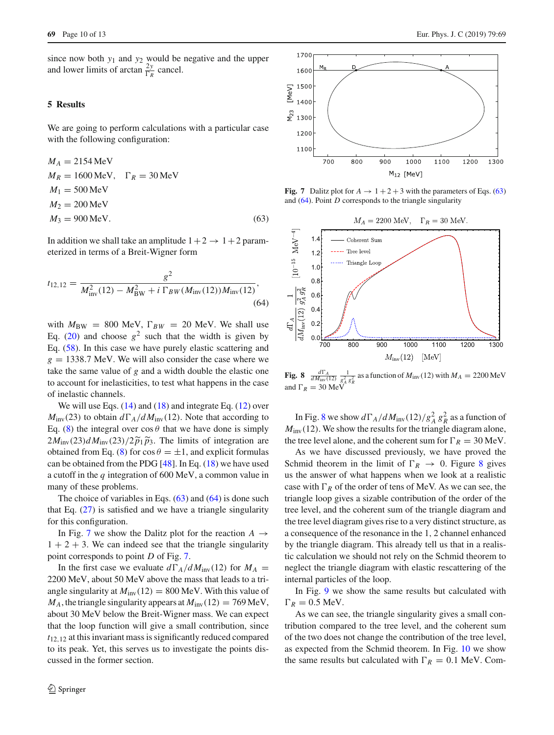since now both $y_1$ and $y_2$ would be negative and the upper and lower limits of $\arctan \frac{2y}{\Gamma_R}$ cancel.

## 5 Results

We are going to perform calculations with a particular case with the following configuration:

$$
\begin{aligned}
M_A &= 2154\,\text{MeV} \\
M_R &= 1600\,\text{MeV}, \quad \Gamma_R = 30\,\text{MeV} \\
M_1 &= 500\,\text{MeV} \\
M_2 &= 200\,\text{MeV} \\
M_3 &= 900\,\text{MeV}.
\end{aligned} \tag{63}
$$

In addition we shall take an amplitude $1+2 \to 1+2$ parameterized in terms of a Breit-Wigner form

$$
t_{12,12} = \frac{g^2}{M_{\text{inv}}^2(12) - M_{\text{BW}}^2 + i\,\Gamma_{BW}(M_{\text{inv}}(12))M_{\text{inv}}(12)}, \tag{64}
$$

with $M_{\text{BW}} = 800$ MeV, $\Gamma_{BW} = 20$ MeV. We shall use Eq. (20) and choose $g^2$ such that the width is given by Eq. (58). In this case we have purely elastic scattering and $g = 1338.7$ MeV. We will also consider the case where we take the same value of $g$ and a width double the elastic one to account for inelasticities, to test what happens in the case of inelastic channels.

We will use Eqs. (14) and (18) and integrate Eq. (12) over $M_{\text{inv}}(23)$ to obtain $d\Gamma_A/dM_{\text{inv}}(12)$. Note that according to Eq. (8) the integral over $\cos\theta$ that we have done is simply $2M_{\text{inv}}(23)dM_{\text{inv}}(23)/2\tilde{p}_1\tilde{p}_3$. The limits of integration are obtained from Eq. (8) for $\cos\theta = \pm 1$, and explicit formulas can be obtained from the PDG [48]. In Eq. (18) we have used a cutoff in the $q$ integration of 600 MeV, a common value in many of these problems.

The choice of variables in Eqs. (63) and (64) is done such that Eq. (27) is satisfied and we have a triangle singularity for this configuration.

In Fig. 7 we show the Dalitz plot for the reaction $A \to 1+2+3$. We can indeed see that the triangle singularity point corresponds to point $D$ of Fig. 7.

In the first case we evaluate $d\Gamma_A/dM_{\text{inv}}(12)$ for $M_A = 2200$ MeV, about 50 MeV above the mass that leads to a triangle singularity at $M_{\text{inv}}(12) = 800$ MeV. With this value of $M_A$, the triangle singularity appears at $M_{\text{inv}}(12) = 769$ MeV, about 30 MeV below the Breit-Wigner mass. We can expect that the loop function will give a small contribution, since $t_{12,12}$ at this invariant mass is significantly reduced compared to its peak. Yet, this serves us to investigate the points discussed in the former section.

**Fig. 7** Dalitz plot for $A \to 1+2+3$ with the parameters of Eqs. (63) and (64). Point $D$ corresponds to the triangle singularity

**Fig. 8** $\frac{d\Gamma_A}{dM_{\text{inv}}(12)}\,\frac{1}{g_A^2\,g_R^2}$ as a function of $M_{\text{inv}}(12)$ with $M_A = 2200$ MeV and $\Gamma_R = 30$ MeV

In Fig. 8 we show $d\Gamma_A/dM_{\text{inv}}(12)/g_A^2\,g_R^2$ as a function of $M_{\text{inv}}(12)$. We show the results for the triangle diagram alone, the tree level alone, and the coherent sum for $\Gamma_R = 30$ MeV.

As we have discussed previously, we have proved the Schmid theorem in the limit of $\Gamma_R \to 0$. Figure 8 gives us the answer of what happens when we look at a realistic case with $\Gamma_R$ of the order of tens of MeV. As we can see, the triangle loop gives a sizable contribution of the order of the tree level, and the coherent sum of the triangle diagram and the tree level diagram gives rise to a very distinct structure, as a consequence of the resonance in the 1, 2 channel enhanced by the triangle diagram. This already tell us that in a realistic calculation we should not rely on the Schmid theorem to neglect the triangle diagram with elastic rescattering of the internal particles of the loop.

In Fig. 9 we show the same results but calculated with $\Gamma_R = 0.5$ MeV.

As we can see, the triangle singularity gives a small contribution compared to the tree level, and the coherent sum of the two does not change the contribution of the tree level, as expected from the Schmid theorem. In Fig. 10 we show the same results but calculated with $\Gamma_R = 0.1$ MeV. Com-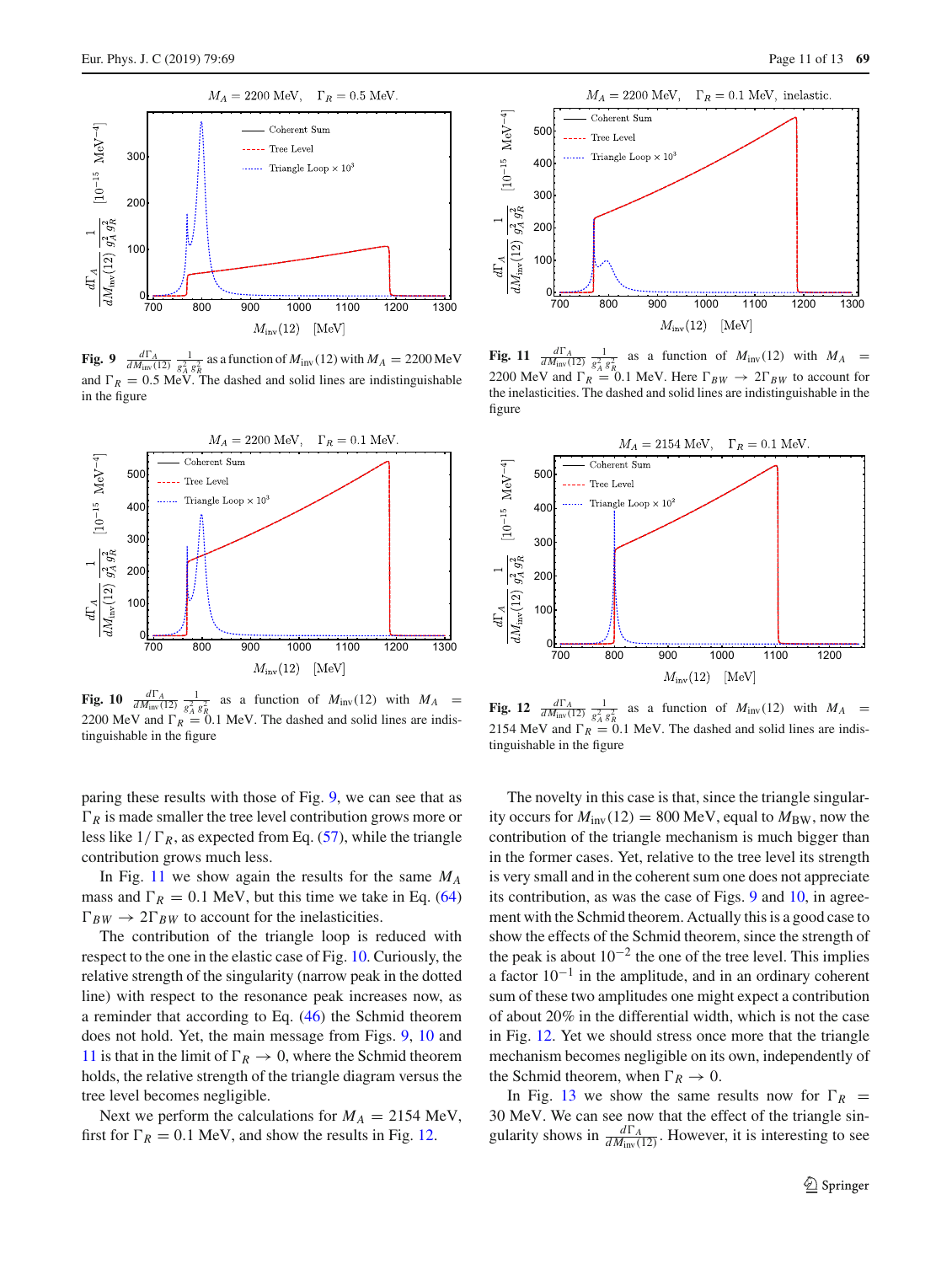**Fig. 9** $\frac{d\Gamma_A}{dM_{\rm inv}(12)} \frac{1}{g_A^2 g_R^2}$ as a function of $M_{\rm inv}(12)$ with $M_A = 2200$ MeV and $\Gamma_R = 0.5$ MeV. The dashed and solid lines are indistinguishable in the figure

**Fig. 10** $\frac{d\Gamma_A}{dM_{\rm inv}(12)} \frac{1}{g_A^2 g_R^2}$ as a function of $M_{\rm inv}(12)$ with $M_A = 2200$ MeV and $\Gamma_R = 0.1$ MeV. The dashed and solid lines are indistinguishable in the figure

**Fig. 11** $\frac{d\Gamma_A}{dM_{\rm inv}(12)} \frac{1}{g_A^2 g_R^2}$ as a function of $M_{\rm inv}(12)$ with $M_A = 2200$ MeV and $\Gamma_R = 0.1$ MeV. Here $\Gamma_{BW} \to 2\Gamma_{BW}$ to account for the inelasticities. The dashed and solid lines are indistinguishable in the figure

**Fig. 12** $\frac{d\Gamma_A}{dM_{\rm inv}(12)} \frac{1}{g_A^2 g_R^2}$ as a function of $M_{\rm inv}(12)$ with $M_A = 2154$ MeV and $\Gamma_R = 0.1$ MeV. The dashed and solid lines are indistinguishable in the figure

paring these results with those of Fig. 9, we can see that as $\Gamma_R$ is made smaller the tree level contribution grows more or less like $1/\Gamma_R$, as expected from Eq. (57), while the triangle contribution grows much less.

In Fig. 11 we show again the results for the same $M_A$ mass and $\Gamma_R = 0.1$ MeV, but this time we take in Eq. (64) $\Gamma_{BW} \to 2\Gamma_{BW}$ to account for the inelasticities.

The contribution of the triangle loop is reduced with respect to the one in the elastic case of Fig. 10. Curiously, the relative strength of the singularity (narrow peak in the dotted line) with respect to the resonance peak increases now, as a reminder that according to Eq. (46) the Schmid theorem does not hold. Yet, the main message from Figs. 9, 10 and 11 is that in the limit of $\Gamma_R \to 0$, where the Schmid theorem holds, the relative strength of the triangle diagram versus the tree level becomes negligible.

Next we perform the calculations for $M_A = 2154$ MeV, first for $\Gamma_R = 0.1$ MeV, and show the results in Fig. 12.

The novelty in this case is that, since the triangle singularity occurs for $M_{\rm inv}(12) = 800$ MeV, equal to $M_{\rm BW}$, now the contribution of the triangle mechanism is much bigger than in the former cases. Yet, relative to the tree level its strength is very small and in the coherent sum one does not appreciate its contribution, as was the case of Figs. 9 and 10, in agreement with the Schmid theorem. Actually this is a good case to show the effects of the Schmid theorem, since the strength of the peak is about $10^{-2}$ the one of the tree level. This implies a factor $10^{-1}$ in the amplitude, and in an ordinary coherent sum of these two amplitudes one might expect a contribution of about 20% in the differential width, which is not the case in Fig. 12. Yet we should stress once more that the triangle mechanism becomes negligible on its own, independently of the Schmid theorem, when $\Gamma_R \to 0$.

In Fig. 13 we show the same results now for $\Gamma_R = 30$ MeV. We can see now that the effect of the triangle singularity shows in $\frac{d\Gamma_A}{dM_{\rm inv}(12)}$. However, it is interesting to see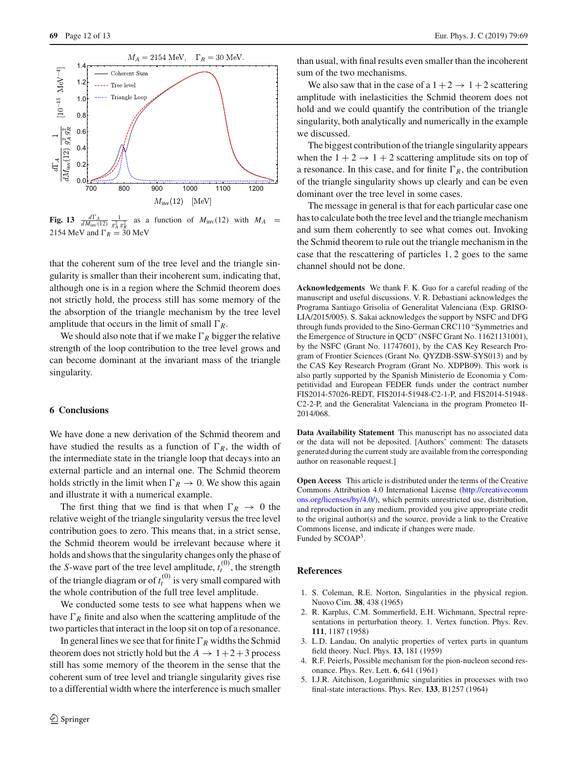**Fig. 13** $\frac{d\Gamma_A}{dM_{\rm inv}(12)} \frac{1}{g_A^2 g_R^2}$ as a function of $M_{\rm inv}(12)$ with $M_A = 2154$ MeV and $\Gamma_R = 30$ MeV

that the coherent sum of the tree level and the triangle singularity is smaller than their incoherent sum, indicating that, although one is in a region where the Schmid theorem does not strictly hold, the process still has some memory of the the absorption of the triangle mechanism by the tree level amplitude that occurs in the limit of small $\Gamma_R$.

We should also note that if we make $\Gamma_R$ bigger the relative strength of the loop contribution to the tree level grows and can become dominant at the invariant mass of the triangle singularity.

## 6 Conclusions

We have done a new derivation of the Schmid theorem and have studied the results as a function of $\Gamma_R$, the width of the intermediate state in the triangle loop that decays into an external particle and an internal one. The Schmid theorem holds strictly in the limit when $\Gamma_R \to 0$. We show this again and illustrate it with a numerical example.

The first thing that we find is that when $\Gamma_R \to 0$ the relative weight of the triangle singularity versus the tree level contribution goes to zero. This means that, in a strict sense, the Schmid theorem would be irrelevant because where it holds and shows that the singularity changes only the phase of the $S$-wave part of the tree level amplitude, $t_t^{(0)}$, the strength of the triangle diagram or of $t_t^{(0)}$ is very small compared with the whole contribution of the full tree level amplitude.

We conducted some tests to see what happens when we have $\Gamma_R$ finite and also when the scattering amplitude of the two particles that interact in the loop sit on top of a resonance.

In general lines we see that for finite $\Gamma_R$ widths the Schmid theorem does not strictly hold but the $A \to 1+2+3$ process still has some memory of the theorem in the sense that the coherent sum of tree level and triangle singularity gives rise to a differential width where the interference is much smaller than usual, with final results even smaller than the incoherent sum of the two mechanisms.

We also saw that in the case of a $1+2 \to 1+2$ scattering amplitude with inelasticities the Schmid theorem does not hold and we could quantify the contribution of the triangle singularity, both analytically and numerically in the example we discussed.

The biggest contribution of the triangle singularity appears when the $1+2 \to 1+2$ scattering amplitude sits on top of a resonance. In this case, and for finite $\Gamma_R$, the contribution of the triangle singularity shows up clearly and can be even dominant over the tree level in some cases.

The message in general is that for each particular case one has to calculate both the tree level and the triangle mechanism and sum them coherently to see what comes out. Invoking the Schmid theorem to rule out the triangle mechanism in the case that the rescattering of particles $1, 2$ goes to the same channel should not be done.

**Acknowledgements** We thank F. K. Guo for a careful reading of the manuscript and useful discussions. V. R. Debastiani acknowledges the Programa Santiago Grisolia of Generalitat Valenciana (Exp. GRISOLIA/2015/005). S. Sakai acknowledges the support by NSFC and DFG through funds provided to the Sino-German CRC110 "Symmetries and the Emergence of Structure in QCD" (NSFC Grant No. 11621131001), by the NSFC (Grant No. 11747601), by the CAS Key Research Program of Frontier Sciences (Grant No. QYZDB-SSW-SYS013) and by the CAS Key Research Program (Grant No. XDPB09). This work is also partly supported by the Spanish Ministerio de Economia y Competitividad and European FEDER funds under the contract number FIS2014-57026-REDT, FIS2014-51948-C2-1-P, and FIS2014-51948-C2-2-P, and the Generalitat Valenciana in the program Prometeo II-2014/068.

**Data Availability Statement** This manuscript has no associated data or the data will not be deposited. [Authors' comment: The datasets generated during the current study are available from the corresponding author on reasonable request.]

**Open Access** This article is distributed under the terms of the Creative Commons Attribution 4.0 International License (http://creativecommons.org/licenses/by/4.0/), which permits unrestricted use, distribution, and reproduction in any medium, provided you give appropriate credit to the original author(s) and the source, provide a link to the Creative Commons license, and indicate if changes were made.
Funded by SCOAP[3].

## References

1. S. Coleman, R.E. Norton, Singularities in the physical region. Nuovo Cim. **38**, 438 (1965)
2. R. Karplus, C.M. Sommerfield, E.H. Wichmann, Spectral representations in perturbation theory. 1. Vertex function. Phys. Rev. **111**, 1187 (1958)
3. L.D. Landau, On analytic properties of vertex parts in quantum field theory. Nucl. Phys. **13**, 181 (1959)
4. R.F. Peierls, Possible mechanism for the pion-nucleon second resonance. Phys. Rev. Lett. **6**, 641 (1961)
5. I.J.R. Aitchison, Logarithmic singularities in processes with two final-state interactions. Phys. Rev. **133**, B1257 (1964)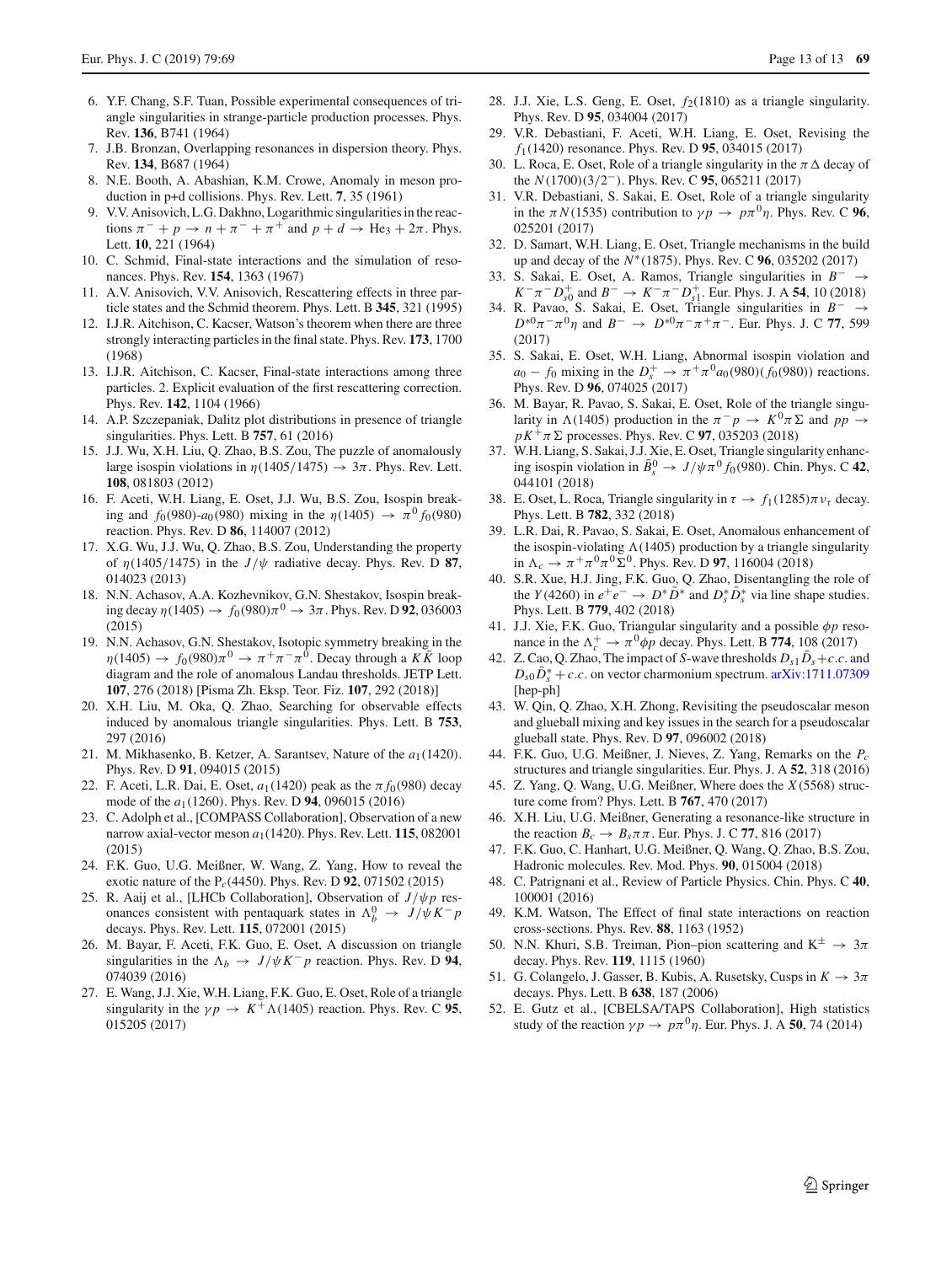6. Y.F. Chang, S.F. Tuan, Possible experimental consequences of triangle singularities in strange-particle production processes. Phys. Rev. **136**, B741 (1964)
7. J.B. Bronzan, Overlapping resonances in dispersion theory. Phys. Rev. **134**, B687 (1964)
8. N.E. Booth, A. Abashian, K.M. Crowe, Anomaly in meson production in p+d collisions. Phys. Rev. Lett. **7**, 35 (1961)
9. V.V. Anisovich, L.G. Dakhno, Logarithmic singularities in the reactions $\pi^- + p \to n + \pi^- + \pi^+$ and $p + d \to \mathrm{He}_3 + 2\pi$. Phys. Lett. **10**, 221 (1964)
10. C. Schmid, Final-state interactions and the simulation of resonances. Phys. Rev. **154**, 1363 (1967)
11. A.V. Anisovich, V.V. Anisovich, Rescattering effects in three particle states and the Schmid theorem. Phys. Lett. B **345**, 321 (1995)
12. I.J.R. Aitchison, C. Kacser, Watson's theorem when there are three strongly interacting particles in the final state. Phys. Rev. **173**, 1700 (1968)
13. I.J.R. Aitchison, C. Kacser, Final-state interactions among three particles. 2. Explicit evaluation of the first rescattering correction. Phys. Rev. **142**, 1104 (1966)
14. A.P. Szczepaniak, Dalitz plot distributions in presence of triangle singularities. Phys. Lett. B **757**, 61 (2016)
15. J.J. Wu, X.H. Liu, Q. Zhao, B.S. Zou, The puzzle of anomalously large isospin violations in $\eta(1405/1475) \to 3\pi$. Phys. Rev. Lett. **108**, 081803 (2012)
16. F. Aceti, W.H. Liang, E. Oset, J.J. Wu, B.S. Zou, Isospin breaking and $f_0(980)$-$a_0(980)$ mixing in the $\eta(1405) \to \pi^0 f_0(980)$ reaction. Phys. Rev. D **86**, 114007 (2012)
17. X.G. Wu, J.J. Wu, Q. Zhao, B.S. Zou, Understanding the property of $\eta(1405/1475)$ in the $J/\psi$ radiative decay. Phys. Rev. D **87**, 014023 (2013)
18. N.N. Achasov, A.A. Kozhevnikov, G.N. Shestakov, Isospin breaking decay $\eta(1405) \to f_0(980)\pi^0 \to 3\pi$. Phys. Rev. D **92**, 036003 (2015)
19. N.N. Achasov, G.N. Shestakov, Isotopic symmetry breaking in the $\eta(1405) \to f_0(980)\pi^0 \to \pi^+\pi^-\pi^0$. Decay through a $K\bar{K}$ loop diagram and the role of anomalous Landau thresholds. JETP Lett. **107**, 276 (2018) [Pisma Zh. Eksp. Teor. Fiz. **107**, 292 (2018)]
20. X.H. Liu, M. Oka, Q. Zhao, Searching for observable effects induced by anomalous triangle singularities. Phys. Lett. B **753**, 297 (2016)
21. M. Mikhasenko, B. Ketzer, A. Sarantsev, Nature of the $a_1(1420)$. Phys. Rev. D **91**, 094015 (2015)
22. F. Aceti, L.R. Dai, E. Oset, $a_1(1420)$ peak as the $\pi f_0(980)$ decay mode of the $a_1(1260)$. Phys. Rev. D **94**, 096015 (2016)
23. C. Adolph et al., [COMPASS Collaboration], Observation of a new narrow axial-vector meson $a_1(1420)$. Phys. Rev. Lett. **115**, 082001 (2015)
24. F.K. Guo, U.G. Meißner, W. Wang, Z. Yang, How to reveal the exotic nature of the $P_c(4450)$. Phys. Rev. D **92**, 071502 (2015)
25. R. Aaij et al., [LHCb Collaboration], Observation of $J/\psi p$ resonances consistent with pentaquark states in $\Lambda_b^0 \to J/\psi K^- p$ decays. Phys. Rev. Lett. **115**, 072001 (2015)
26. M. Bayar, F. Aceti, F.K. Guo, E. Oset, A discussion on triangle singularities in the $\Lambda_b \to J/\psi K^- p$ reaction. Phys. Rev. D **94**, 074039 (2016)
27. E. Wang, J.J. Xie, W.H. Liang, F.K. Guo, E. Oset, Role of a triangle singularity in the $\gamma p \to K^+\Lambda(1405)$ reaction. Phys. Rev. C **95**, 015205 (2017)
28. J.J. Xie, L.S. Geng, E. Oset, $f_2(1810)$ as a triangle singularity. Phys. Rev. D **95**, 034004 (2017)
29. V.R. Debastiani, F. Aceti, W.H. Liang, E. Oset, Revising the $f_1(1420)$ resonance. Phys. Rev. D **95**, 034015 (2017)
30. L. Roca, E. Oset, Role of a triangle singularity in the $\pi\Delta$ decay of the $N(1700)(3/2^-)$. Phys. Rev. C **95**, 065211 (2017)
31. V.R. Debastiani, S. Sakai, E. Oset, Role of a triangle singularity in the $\pi N(1535)$ contribution to $\gamma p \to p\pi^0\eta$. Phys. Rev. C **96**, 025201 (2017)
32. D. Samart, W.H. Liang, E. Oset, Triangle mechanisms in the build up and decay of the $N^*(1875)$. Phys. Rev. C **96**, 035202 (2017)
33. S. Sakai, E. Oset, A. Ramos, Triangle singularities in $B^- \to K^-\pi^- D_{s0}^+$ and $B^- \to K^-\pi^- D_{s1}^+$. Eur. Phys. J. A **54**, 10 (2018)
34. R. Pavao, S. Sakai, E. Oset, Triangle singularities in $B^- \to D^{*0}\pi^-\pi^0\eta$ and $B^- \to D^{*0}\pi^-\pi^+\pi^-$. Eur. Phys. J. C **77**, 599 (2017)
35. S. Sakai, E. Oset, W.H. Liang, Abnormal isospin violation and $a_0 - f_0$ mixing in the $D_s^+ \to \pi^+\pi^0 a_0(980)(f_0(980))$ reactions. Phys. Rev. D **96**, 074025 (2017)
36. M. Bayar, R. Pavao, S. Sakai, E. Oset, Role of the triangle singularity in $\Lambda(1405)$ production in the $\pi^- p \to K^0\pi\Sigma$ and $pp \to pK^+\pi\Sigma$ processes. Phys. Rev. C **97**, 035203 (2018)
37. W.H. Liang, S. Sakai, J.J. Xie, E. Oset, Triangle singularity enhancing isospin violation in $\bar{B}_s^0 \to J/\psi\pi^0 f_0(980)$. Chin. Phys. C **42**, 044101 (2018)
38. E. Oset, L. Roca, Triangle singularity in $\tau \to f_1(1285)\pi\nu_\tau$ decay. Phys. Lett. B **782**, 332 (2018)
39. L.R. Dai, R. Pavao, S. Sakai, E. Oset, Anomalous enhancement of the isospin-violating $\Lambda(1405)$ production by a triangle singularity in $\Lambda_c \to \pi^+\pi^0\pi^0\Sigma^0$. Phys. Rev. D **97**, 116004 (2018)
40. S.R. Xue, H.J. Jing, F.K. Guo, Q. Zhao, Disentangling the role of the $Y(4260)$ in $e^+e^- \to D^*\bar{D}^*$ and $D_s^*\bar{D}_s^*$ via line shape studies. Phys. Lett. B **779**, 402 (2018)
41. J.J. Xie, F.K. Guo, Triangular singularity and a possible $\phi p$ resonance in the $\Lambda_c^+ \to \pi^0\phi p$ decay. Phys. Lett. B **774**, 108 (2017)
42. Z. Cao, Q. Zhao, The impact of $S$-wave thresholds $D_{s1}\bar{D}_s + c.c.$ and $D_{s0}\bar{D}_s^* + c.c.$ on vector charmonium spectrum. arXiv:1711.07309 [hep-ph]
43. W. Qin, Q. Zhao, X.H. Zhong, Revisiting the pseudoscalar meson and glueball mixing and key issues in the search for a pseudoscalar glueball state. Phys. Rev. D **97**, 096002 (2018)
44. F.K. Guo, U.G. Meißner, J. Nieves, Z. Yang, Remarks on the $P_c$ structures and triangle singularities. Eur. Phys. J. A **52**, 318 (2016)
45. Z. Yang, Q. Wang, U.G. Meißner, Where does the $X(5568)$ structure come from? Phys. Lett. B **767**, 470 (2017)
46. X.H. Liu, U.G. Meißner, Generating a resonance-like structure in the reaction $B_c \to B_s\pi\pi$. Eur. Phys. J. C **77**, 816 (2017)
47. F.K. Guo, C. Hanhart, U.G. Meißner, Q. Wang, Q. Zhao, B.S. Zou, Hadronic molecules. Rev. Mod. Phys. **90**, 015004 (2018)
48. C. Patrignani et al., Review of Particle Physics. Chin. Phys. C **40**, 100001 (2016)
49. K.M. Watson, The Effect of final state interactions on reaction cross-sections. Phys. Rev. **88**, 1163 (1952)
50. N.N. Khuri, S.B. Treiman, Pion–pion scattering and $K^\pm \to 3\pi$ decay. Phys. Rev. **119**, 1115 (1960)
51. G. Colangelo, J. Gasser, B. Kubis, A. Rusetsky, Cusps in $K \to 3\pi$ decays. Phys. Lett. B **638**, 187 (2006)
52. E. Gutz et al., [CBELSA/TAPS Collaboration], High statistics study of the reaction $\gamma p \to p\pi^0\eta$. Eur. Phys. J. A **50**, 74 (2014)